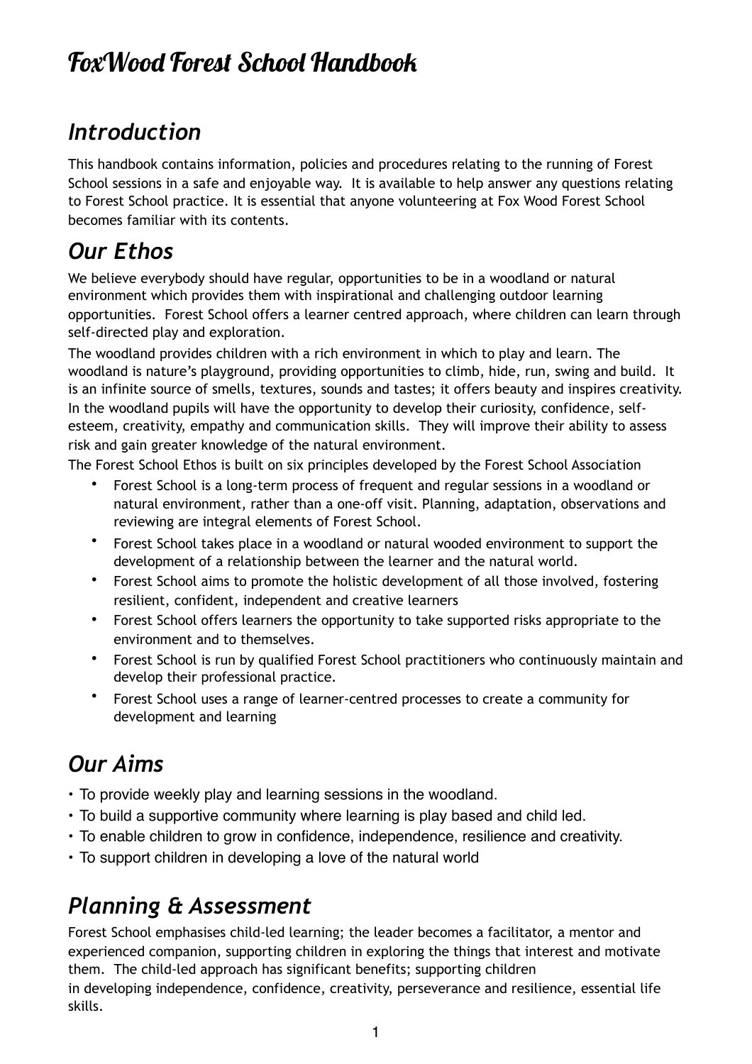# FoxWood Forest School Handbook

## *Introduction*

This handbook contains information, policies and procedures relating to the running of Forest School sessions in a safe and enjoyable way. It is available to help answer any questions relating to Forest School practice. It is essential that anyone volunteering at Fox Wood Forest School becomes familiar with its contents.

## *Our Ethos*

We believe everybody should have regular, opportunities to be in a woodland or natural environment which provides them with inspirational and challenging outdoor learning opportunities. Forest School offers a learner centred approach, where children can learn through self-directed play and exploration.

The woodland provides children with a rich environment in which to play and learn. The woodland is nature's playground, providing opportunities to climb, hide, run, swing and build. It is an infinite source of smells, textures, sounds and tastes; it offers beauty and inspires creativity. In the woodland pupils will have the opportunity to develop their curiosity, confidence, self-esteem, creativity, empathy and communication skills. They will improve their ability to assess risk and gain greater knowledge of the natural environment.

The Forest School Ethos is built on six principles developed by the Forest School Association

- Forest School is a long-term process of frequent and regular sessions in a woodland or natural environment, rather than a one-off visit. Planning, adaptation, observations and reviewing are integral elements of Forest School.
- Forest School takes place in a woodland or natural wooded environment to support the development of a relationship between the learner and the natural world.
- Forest School aims to promote the holistic development of all those involved, fostering resilient, confident, independent and creative learners
- Forest School offers learners the opportunity to take supported risks appropriate to the environment and to themselves.
- Forest School is run by qualified Forest School practitioners who continuously maintain and develop their professional practice.
- Forest School uses a range of learner-centred processes to create a community for development and learning

## *Our Aims*

- To provide weekly play and learning sessions in the woodland.
- To build a supportive community where learning is play based and child led.
- To enable children to grow in confidence, independence, resilience and creativity.
- To support children in developing a love of the natural world

## *Planning & Assessment*

Forest School emphasises child-led learning; the leader becomes a facilitator, a mentor and experienced companion, supporting children in exploring the things that interest and motivate them. The child-led approach has significant benefits; supporting children in developing independence, confidence, creativity, perseverance and resilience, essential life skills.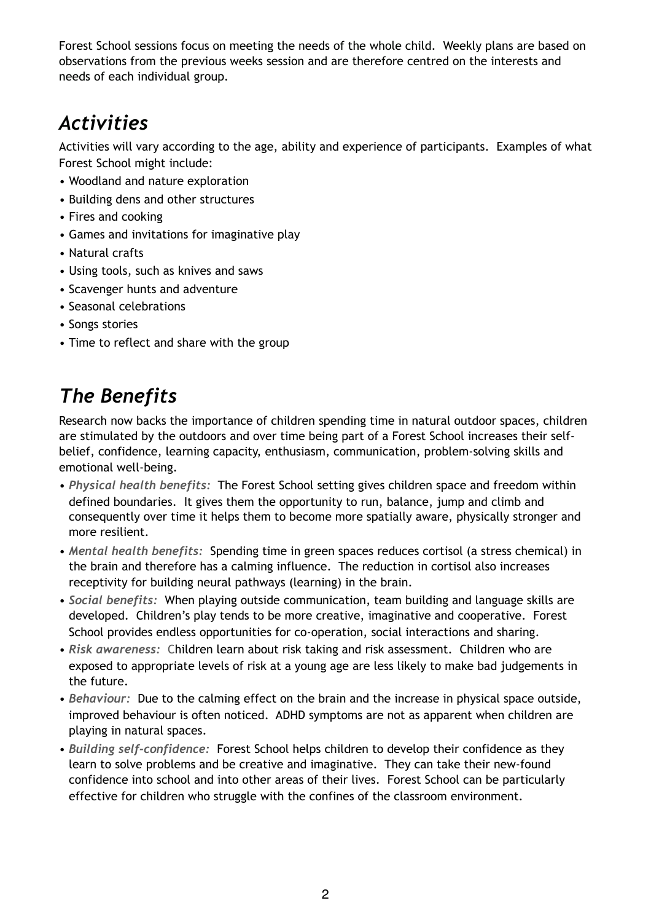Forest School sessions focus on meeting the needs of the whole child. Weekly plans are based on observations from the previous weeks session and are therefore centred on the interests and needs of each individual group.

## *Activities*

Activities will vary according to the age, ability and experience of participants. Examples of what Forest School might include:

- Woodland and nature exploration
- Building dens and other structures
- Fires and cooking
- Games and invitations for imaginative play
- Natural crafts
- Using tools, such as knives and saws
- Scavenger hunts and adventure
- Seasonal celebrations
- Songs stories
- Time to reflect and share with the group

## *The Benefits*

Research now backs the importance of children spending time in natural outdoor spaces, children are stimulated by the outdoors and over time being part of a Forest School increases their self-belief, confidence, learning capacity, enthusiasm, communication, problem-solving skills and emotional well-being.

- ***Physical health benefits:*** The Forest School setting gives children space and freedom within defined boundaries. It gives them the opportunity to run, balance, jump and climb and consequently over time it helps them to become more spatially aware, physically stronger and more resilient.
- ***Mental health benefits:*** Spending time in green spaces reduces cortisol (a stress chemical) in the brain and therefore has a calming influence. The reduction in cortisol also increases receptivity for building neural pathways (learning) in the brain.
- ***Social benefits:*** When playing outside communication, team building and language skills are developed. Children's play tends to be more creative, imaginative and cooperative. Forest School provides endless opportunities for co-operation, social interactions and sharing.
- ***Risk awareness:*** Children learn about risk taking and risk assessment. Children who are exposed to appropriate levels of risk at a young age are less likely to make bad judgements in the future.
- ***Behaviour:*** Due to the calming effect on the brain and the increase in physical space outside, improved behaviour is often noticed. ADHD symptoms are not as apparent when children are playing in natural spaces.
- ***Building self-confidence:*** Forest School helps children to develop their confidence as they learn to solve problems and be creative and imaginative. They can take their new-found confidence into school and into other areas of their lives. Forest School can be particularly effective for children who struggle with the confines of the classroom environment.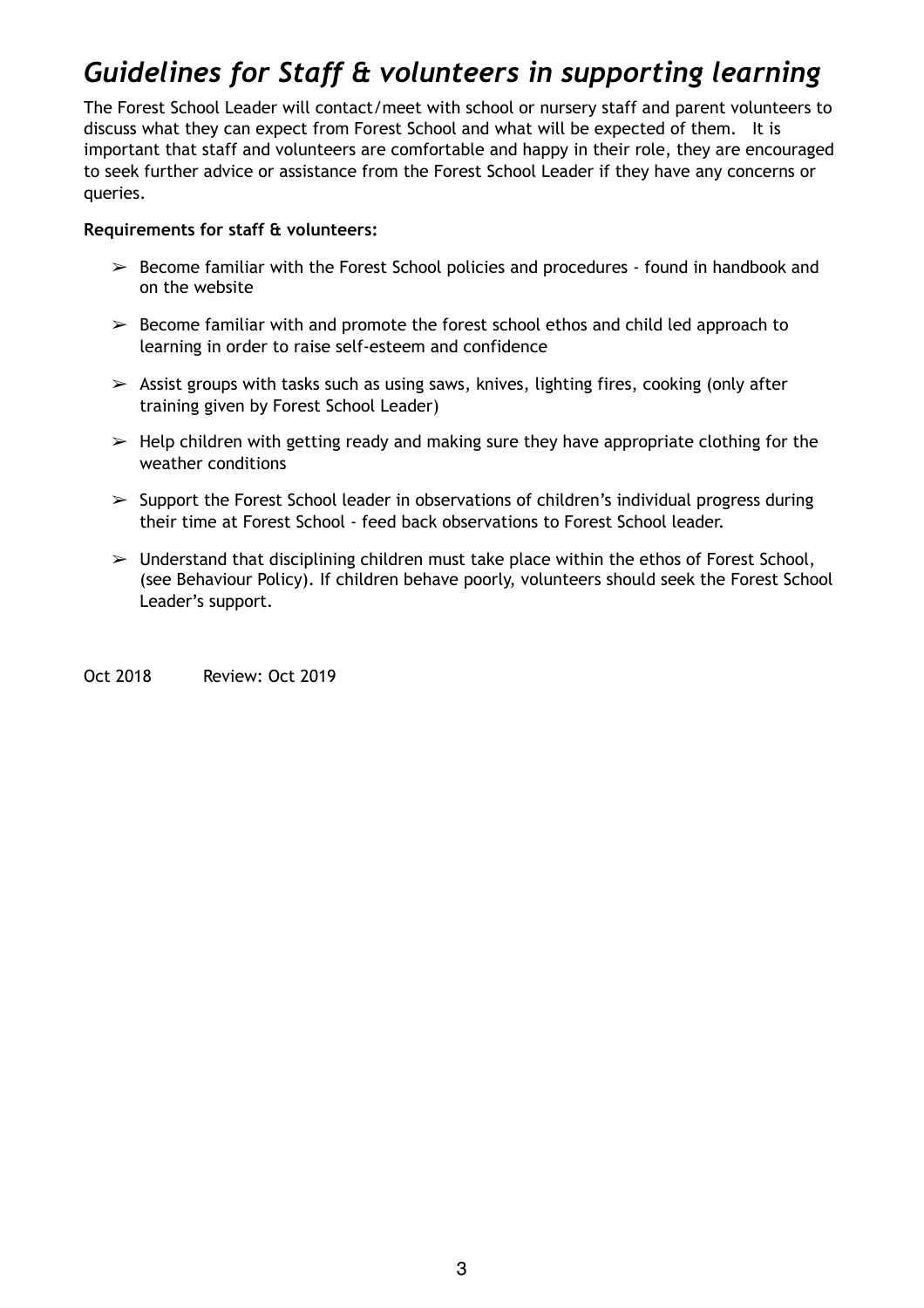# *Guidelines for Staff & volunteers in supporting learning*

The Forest School Leader will contact/meet with school or nursery staff and parent volunteers to discuss what they can expect from Forest School and what will be expected of them. It is important that staff and volunteers are comfortable and happy in their role, they are encouraged to seek further advice or assistance from the Forest School Leader if they have any concerns or queries.

**Requirements for staff & volunteers:**

- ➢ Become familiar with the Forest School policies and procedures - found in handbook and on the website
- ➢ Become familiar with and promote the forest school ethos and child led approach to learning in order to raise self-esteem and confidence
- ➢ Assist groups with tasks such as using saws, knives, lighting fires, cooking (only after training given by Forest School Leader)
- ➢ Help children with getting ready and making sure they have appropriate clothing for the weather conditions
- ➢ Support the Forest School leader in observations of children's individual progress during their time at Forest School - feed back observations to Forest School leader.
- ➢ Understand that disciplining children must take place within the ethos of Forest School, (see Behaviour Policy). If children behave poorly, volunteers should seek the Forest School Leader's support.

Oct 2018 Review: Oct 2019